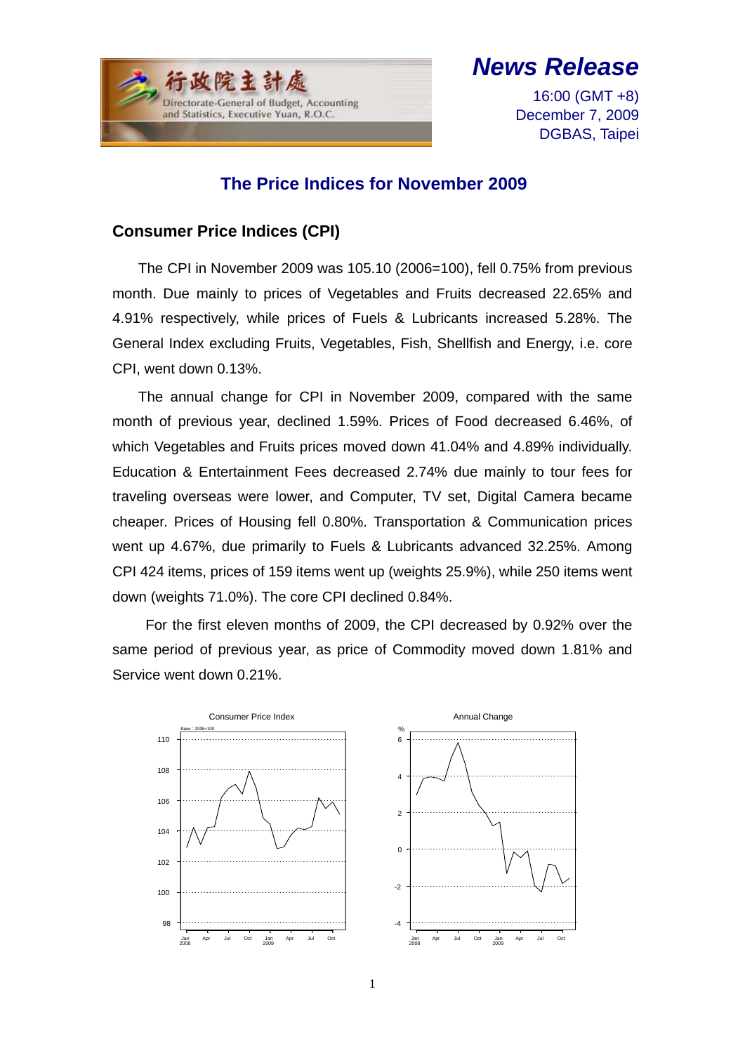行政院主計處
Directorate-General of Budget, Accounting and Statistics, Executive Yuan, R.O.C.

**News Release**

16:00 (GMT +8)
December 7, 2009
DGBAS, Taipei

# The Price Indices for November 2009

## Consumer Price Indices (CPI)

The CPI in November 2009 was 105.10 (2006=100), fell 0.75% from previous month. Due mainly to prices of Vegetables and Fruits decreased 22.65% and 4.91% respectively, while prices of Fuels & Lubricants increased 5.28%. The General Index excluding Fruits, Vegetables, Fish, Shellfish and Energy, i.e. core CPI, went down 0.13%.

The annual change for CPI in November 2009, compared with the same month of previous year, declined 1.59%. Prices of Food decreased 6.46%, of which Vegetables and Fruits prices moved down 41.04% and 4.89% individually. Education & Entertainment Fees decreased 2.74% due mainly to tour fees for traveling overseas were lower, and Computer, TV set, Digital Camera became cheaper. Prices of Housing fell 0.80%. Transportation & Communication prices went up 4.67%, due primarily to Fuels & Lubricants advanced 32.25%. Among CPI 424 items, prices of 159 items went up (weights 25.9%), while 250 items went down (weights 71.0%). The core CPI declined 0.84%.

For the first eleven months of 2009, the CPI decreased by 0.92% over the same period of previous year, as price of Commodity moved down 1.81% and Service went down 0.21%.

Consumer Price Index

Annual Change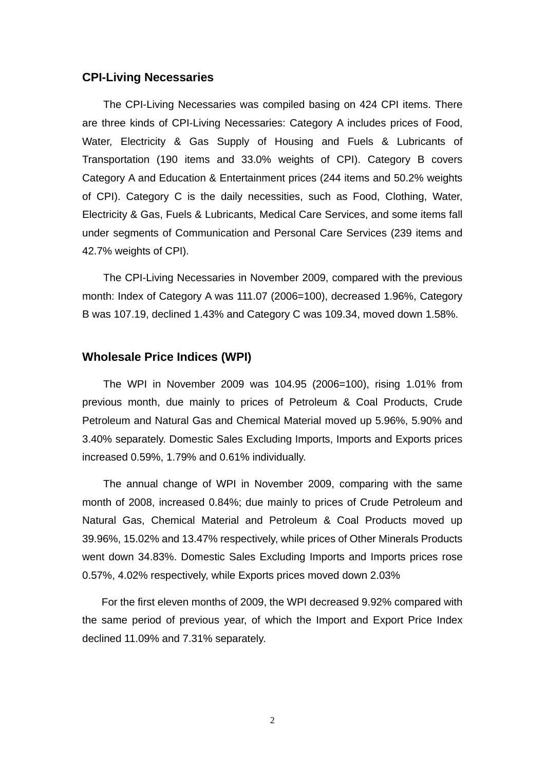## CPI-Living Necessaries

The CPI-Living Necessaries was compiled basing on 424 CPI items. There are three kinds of CPI-Living Necessaries: Category A includes prices of Food, Water, Electricity & Gas Supply of Housing and Fuels & Lubricants of Transportation (190 items and 33.0% weights of CPI). Category B covers Category A and Education & Entertainment prices (244 items and 50.2% weights of CPI). Category C is the daily necessities, such as Food, Clothing, Water, Electricity & Gas, Fuels & Lubricants, Medical Care Services, and some items fall under segments of Communication and Personal Care Services (239 items and 42.7% weights of CPI).

The CPI-Living Necessaries in November 2009, compared with the previous month: Index of Category A was 111.07 (2006=100), decreased 1.96%, Category B was 107.19, declined 1.43% and Category C was 109.34, moved down 1.58%.

## Wholesale Price Indices (WPI)

The WPI in November 2009 was 104.95 (2006=100), rising 1.01% from previous month, due mainly to prices of Petroleum & Coal Products, Crude Petroleum and Natural Gas and Chemical Material moved up 5.96%, 5.90% and 3.40% separately. Domestic Sales Excluding Imports, Imports and Exports prices increased 0.59%, 1.79% and 0.61% individually.

The annual change of WPI in November 2009, comparing with the same month of 2008, increased 0.84%; due mainly to prices of Crude Petroleum and Natural Gas, Chemical Material and Petroleum & Coal Products moved up 39.96%, 15.02% and 13.47% respectively, while prices of Other Minerals Products went down 34.83%. Domestic Sales Excluding Imports and Imports prices rose 0.57%, 4.02% respectively, while Exports prices moved down 2.03%

For the first eleven months of 2009, the WPI decreased 9.92% compared with the same period of previous year, of which the Import and Export Price Index declined 11.09% and 7.31% separately.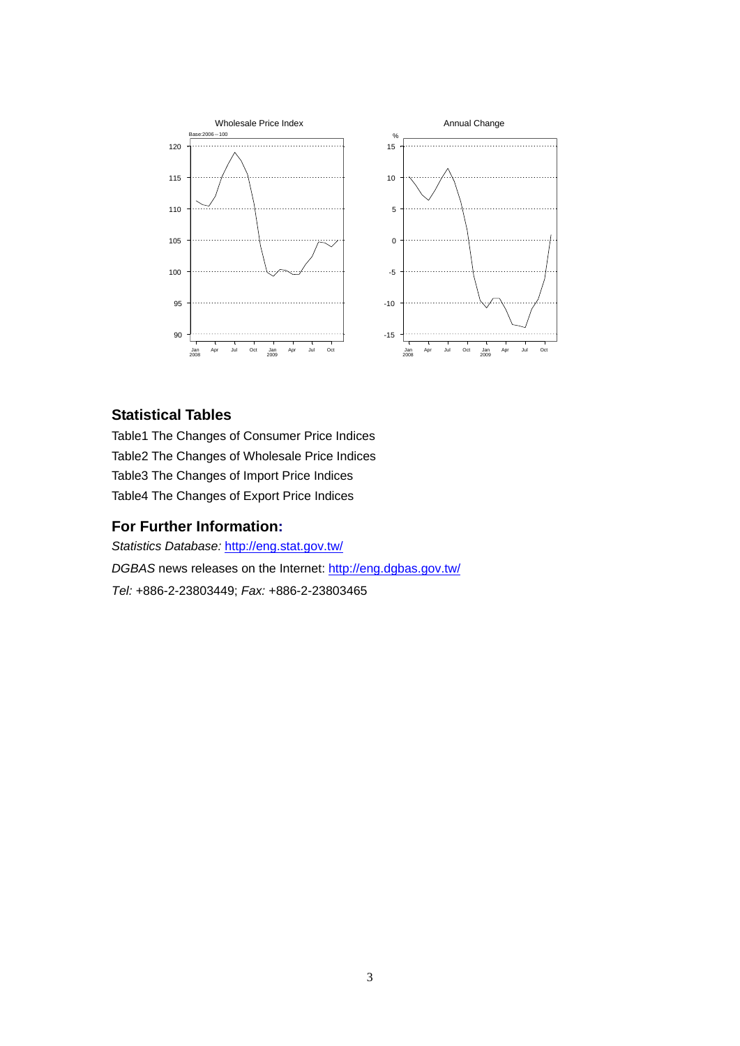## Statistical Tables

Table1 The Changes of Consumer Price Indices

Table2 The Changes of Wholesale Price Indices

Table3 The Changes of Import Price Indices

Table4 The Changes of Export Price Indices

## For Further Information:

*Statistics Database:* http://eng.stat.gov.tw/

*DGBAS* news releases on the Internet: http://eng.dgbas.gov.tw/

*Tel:* +886-2-23803449; *Fax:* +886-2-23803465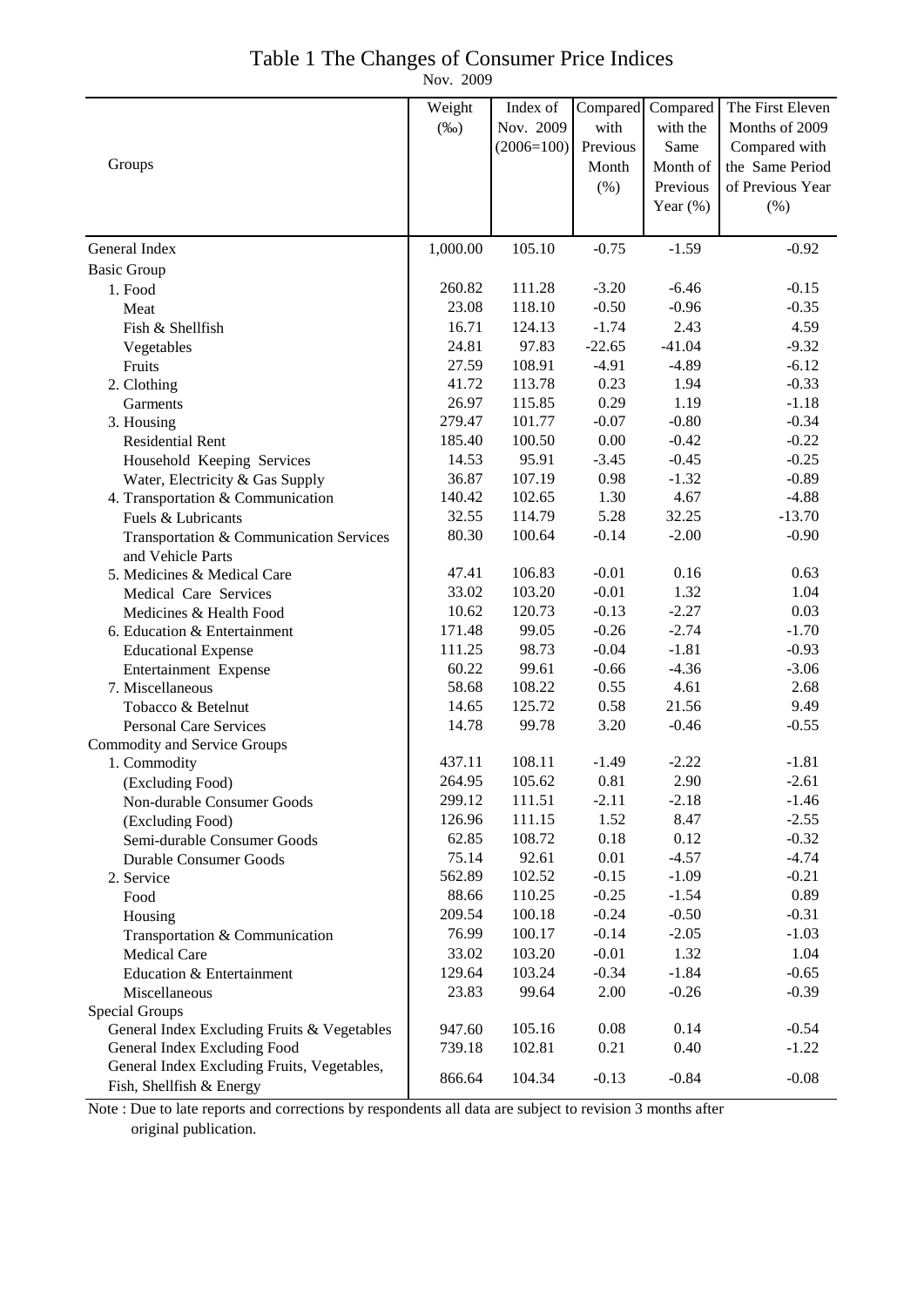# Table 1 The Changes of Consumer Price Indices

Nov. 2009

| Groups | Weight (‰) | Index of Nov. 2009 (2006=100) | Compared with Previous Month (%) | Compared with the Same Month of Previous Year (%) | The First Eleven Months of 2009 Compared with the Same Period of Previous Year (%) |
|---|---|---|---|---|---|
| General Index | 1,000.00 | 105.10 | -0.75 | -1.59 | -0.92 |
| Basic Group | | | | | |
| 1. Food | 260.82 | 111.28 | -3.20 | -6.46 | -0.15 |
| Meat | 23.08 | 118.10 | -0.50 | -0.96 | -0.35 |
| Fish & Shellfish | 16.71 | 124.13 | -1.74 | 2.43 | 4.59 |
| Vegetables | 24.81 | 97.83 | -22.65 | -41.04 | -9.32 |
| Fruits | 27.59 | 108.91 | -4.91 | -4.89 | -6.12 |
| 2. Clothing | 41.72 | 113.78 | 0.23 | 1.94 | -0.33 |
| Garments | 26.97 | 115.85 | 0.29 | 1.19 | -1.18 |
| 3. Housing | 279.47 | 101.77 | -0.07 | -0.80 | -0.34 |
| Residential Rent | 185.40 | 100.50 | 0.00 | -0.42 | -0.22 |
| Household Keeping Services | 14.53 | 95.91 | -3.45 | -0.45 | -0.25 |
| Water, Electricity & Gas Supply | 36.87 | 107.19 | 0.98 | -1.32 | -0.89 |
| 4. Transportation & Communication | 140.42 | 102.65 | 1.30 | 4.67 | -4.88 |
| Fuels & Lubricants | 32.55 | 114.79 | 5.28 | 32.25 | -13.70 |
| Transportation & Communication Services and Vehicle Parts | 80.30 | 100.64 | -0.14 | -2.00 | -0.90 |
| 5. Medicines & Medical Care | 47.41 | 106.83 | -0.01 | 0.16 | 0.63 |
| Medical Care Services | 33.02 | 103.20 | -0.01 | 1.32 | 1.04 |
| Medicines & Health Food | 10.62 | 120.73 | -0.13 | -2.27 | 0.03 |
| 6. Education & Entertainment | 171.48 | 99.05 | -0.26 | -2.74 | -1.70 |
| Educational Expense | 111.25 | 98.73 | -0.04 | -1.81 | -0.93 |
| Entertainment Expense | 60.22 | 99.61 | -0.66 | -4.36 | -3.06 |
| 7. Miscellaneous | 58.68 | 108.22 | 0.55 | 4.61 | 2.68 |
| Tobacco & Betelnut | 14.65 | 125.72 | 0.58 | 21.56 | 9.49 |
| Personal Care Services | 14.78 | 99.78 | 3.20 | -0.46 | -0.55 |
| Commodity and Service Groups | | | | | |
| 1. Commodity | 437.11 | 108.11 | -1.49 | -2.22 | -1.81 |
| (Excluding Food) | 264.95 | 105.62 | 0.81 | 2.90 | -2.61 |
| Non-durable Consumer Goods | 299.12 | 111.51 | -2.11 | -2.18 | -1.46 |
| (Excluding Food) | 126.96 | 111.15 | 1.52 | 8.47 | -2.55 |
| Semi-durable Consumer Goods | 62.85 | 108.72 | 0.18 | 0.12 | -0.32 |
| Durable Consumer Goods | 75.14 | 92.61 | 0.01 | -4.57 | -4.74 |
| 2. Service | 562.89 | 102.52 | -0.15 | -1.09 | -0.21 |
| Food | 88.66 | 110.25 | -0.25 | -1.54 | 0.89 |
| Housing | 209.54 | 100.18 | -0.24 | -0.50 | -0.31 |
| Transportation & Communication | 76.99 | 100.17 | -0.14 | -2.05 | -1.03 |
| Medical Care | 33.02 | 103.20 | -0.01 | 1.32 | 1.04 |
| Education & Entertainment | 129.64 | 103.24 | -0.34 | -1.84 | -0.65 |
| Miscellaneous | 23.83 | 99.64 | 2.00 | -0.26 | -0.39 |
| Special Groups | | | | | |
| General Index Excluding Fruits & Vegetables | 947.60 | 105.16 | 0.08 | 0.14 | -0.54 |
| General Index Excluding Food | 739.18 | 102.81 | 0.21 | 0.40 | -1.22 |
| General Index Excluding Fruits, Vegetables, Fish, Shellfish & Energy | 866.64 | 104.34 | -0.13 | -0.84 | -0.08 |

Note : Due to late reports and corrections by respondents all data are subject to revision 3 months after original publication.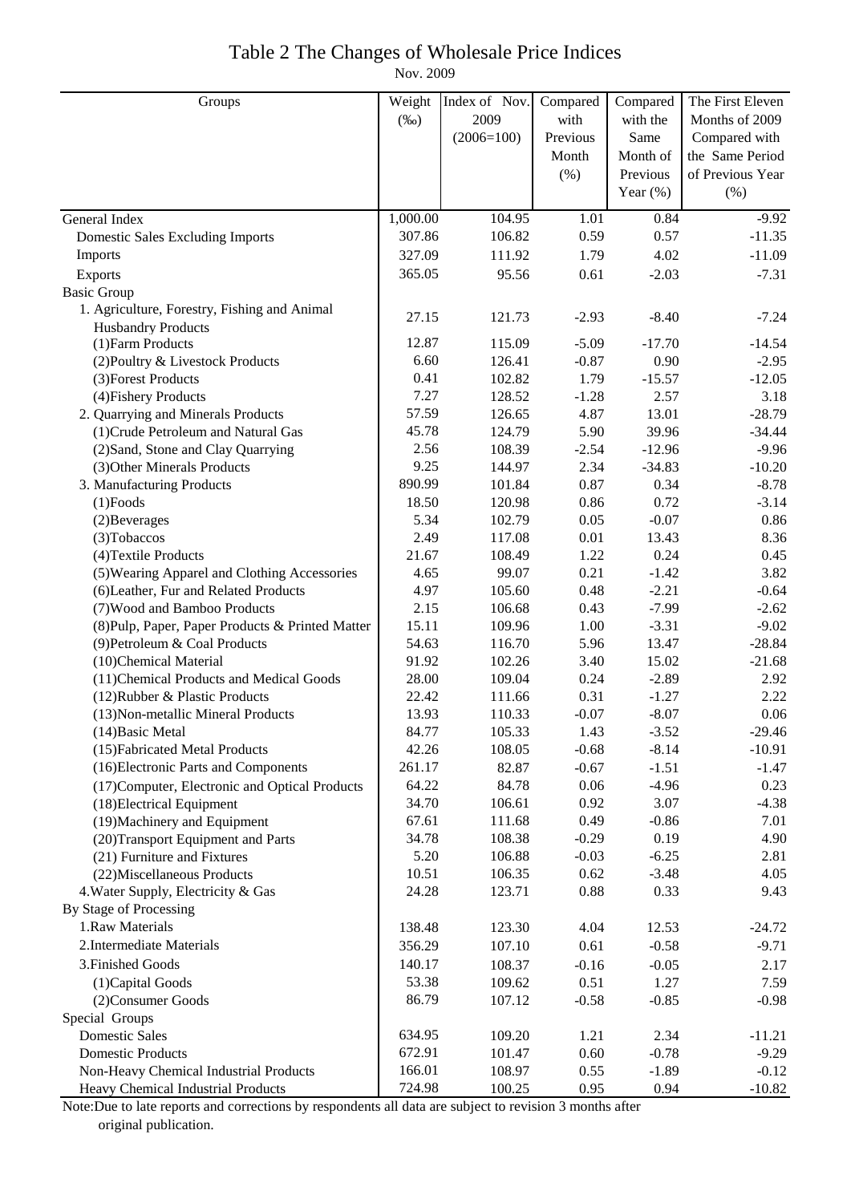# Table 2 The Changes of Wholesale Price Indices

Nov. 2009

| Groups | Weight (‰) | Index of Nov. 2009 (2006=100) | Compared with Previous Month (%) | Compared with the Same Month of Previous Year (%) | The First Eleven Months of 2009 Compared with the Same Period of Previous Year (%) |
|---|---|---|---|---|---|
| General Index | 1,000.00 | 104.95 | 1.01 | 0.84 | -9.92 |
| Domestic Sales Excluding Imports | 307.86 | 106.82 | 0.59 | 0.57 | -11.35 |
| Imports | 327.09 | 111.92 | 1.79 | 4.02 | -11.09 |
| Exports | 365.05 | 95.56 | 0.61 | -2.03 | -7.31 |
| Basic Group | | | | | |
| 1. Agriculture, Forestry, Fishing and Animal Husbandry Products | 27.15 | 121.73 | -2.93 | -8.40 | -7.24 |
| (1)Farm Products | 12.87 | 115.09 | -5.09 | -17.70 | -14.54 |
| (2)Poultry & Livestock Products | 6.60 | 126.41 | -0.87 | 0.90 | -2.95 |
| (3)Forest Products | 0.41 | 102.82 | 1.79 | -15.57 | -12.05 |
| (4)Fishery Products | 7.27 | 128.52 | -1.28 | 2.57 | 3.18 |
| 2. Quarrying and Minerals Products | 57.59 | 126.65 | 4.87 | 13.01 | -28.79 |
| (1)Crude Petroleum and Natural Gas | 45.78 | 124.79 | 5.90 | 39.96 | -34.44 |
| (2)Sand, Stone and Clay Quarrying | 2.56 | 108.39 | -2.54 | -12.96 | -9.96 |
| (3)Other Minerals Products | 9.25 | 144.97 | 2.34 | -34.83 | -10.20 |
| 3. Manufacturing Products | 890.99 | 101.84 | 0.87 | 0.34 | -8.78 |
| (1)Foods | 18.50 | 120.98 | 0.86 | 0.72 | -3.14 |
| (2)Beverages | 5.34 | 102.79 | 0.05 | -0.07 | 0.86 |
| (3)Tobaccos | 2.49 | 117.08 | 0.01 | 13.43 | 8.36 |
| (4)Textile Products | 21.67 | 108.49 | 1.22 | 0.24 | 0.45 |
| (5)Wearing Apparel and Clothing Accessories | 4.65 | 99.07 | 0.21 | -1.42 | 3.82 |
| (6)Leather, Fur and Related Products | 4.97 | 105.60 | 0.48 | -2.21 | -0.64 |
| (7)Wood and Bamboo Products | 2.15 | 106.68 | 0.43 | -7.99 | -2.62 |
| (8)Pulp, Paper, Paper Products & Printed Matter | 15.11 | 109.96 | 1.00 | -3.31 | -9.02 |
| (9)Petroleum & Coal Products | 54.63 | 116.70 | 5.96 | 13.47 | -28.84 |
| (10)Chemical Material | 91.92 | 102.26 | 3.40 | 15.02 | -21.68 |
| (11)Chemical Products and Medical Goods | 28.00 | 109.04 | 0.24 | -2.89 | 2.92 |
| (12)Rubber & Plastic Products | 22.42 | 111.66 | 0.31 | -1.27 | 2.22 |
| (13)Non-metallic Mineral Products | 13.93 | 110.33 | -0.07 | -8.07 | 0.06 |
| (14)Basic Metal | 84.77 | 105.33 | 1.43 | -3.52 | -29.46 |
| (15)Fabricated Metal Products | 42.26 | 108.05 | -0.68 | -8.14 | -10.91 |
| (16)Electronic Parts and Components | 261.17 | 82.87 | -0.67 | -1.51 | -1.47 |
| (17)Computer, Electronic and Optical Products | 64.22 | 84.78 | 0.06 | -4.96 | 0.23 |
| (18)Electrical Equipment | 34.70 | 106.61 | 0.92 | 3.07 | -4.38 |
| (19)Machinery and Equipment | 67.61 | 111.68 | 0.49 | -0.86 | 7.01 |
| (20)Transport Equipment and Parts | 34.78 | 108.38 | -0.29 | 0.19 | 4.90 |
| (21) Furniture and Fixtures | 5.20 | 106.88 | -0.03 | -6.25 | 2.81 |
| (22)Miscellaneous Products | 10.51 | 106.35 | 0.62 | -3.48 | 4.05 |
| 4.Water Supply, Electricity & Gas | 24.28 | 123.71 | 0.88 | 0.33 | 9.43 |
| By Stage of Processing | | | | | |
| 1.Raw Materials | 138.48 | 123.30 | 4.04 | 12.53 | -24.72 |
| 2.Intermediate Materials | 356.29 | 107.10 | 0.61 | -0.58 | -9.71 |
| 3.Finished Goods | 140.17 | 108.37 | -0.16 | -0.05 | 2.17 |
| (1)Capital Goods | 53.38 | 109.62 | 0.51 | 1.27 | 7.59 |
| (2)Consumer Goods | 86.79 | 107.12 | -0.58 | -0.85 | -0.98 |
| Special Groups | | | | | |
| Domestic Sales | 634.95 | 109.20 | 1.21 | 2.34 | -11.21 |
| Domestic Products | 672.91 | 101.47 | 0.60 | -0.78 | -9.29 |
| Non-Heavy Chemical Industrial Products | 166.01 | 108.97 | 0.55 | -1.89 | -0.12 |
| Heavy Chemical Industrial Products | 724.98 | 100.25 | 0.95 | 0.94 | -10.82 |

Note:Due to late reports and corrections by respondents all data are subject to revision 3 months after original publication.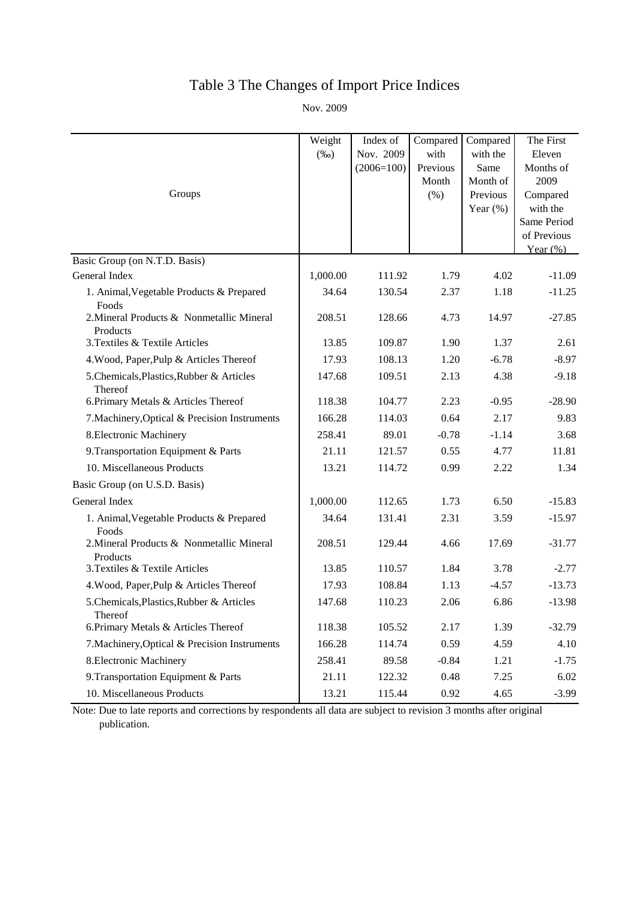# Table 3 The Changes of Import Price Indices

Nov. 2009

| Groups | Weight (‰) | Index of Nov. 2009 (2006=100) | Compared with Previous Month (%) | Compared with the Same Month of Previous Year (%) | The First Eleven Months of 2009 Compared with the Same Period of Previous Year (%) |
|---|---|---|---|---|---|
| Basic Group (on N.T.D. Basis) | | | | | |
| General Index | 1,000.00 | 111.92 | 1.79 | 4.02 | -11.09 |
| 1. Animal,Vegetable Products & Prepared Foods | 34.64 | 130.54 | 2.37 | 1.18 | -11.25 |
| 2.Mineral Products & Nonmetallic Mineral Products | 208.51 | 128.66 | 4.73 | 14.97 | -27.85 |
| 3.Textiles & Textile Articles | 13.85 | 109.87 | 1.90 | 1.37 | 2.61 |
| 4.Wood, Paper,Pulp & Articles Thereof | 17.93 | 108.13 | 1.20 | -6.78 | -8.97 |
| 5.Chemicals,Plastics,Rubber & Articles Thereof | 147.68 | 109.51 | 2.13 | 4.38 | -9.18 |
| 6.Primary Metals & Articles Thereof | 118.38 | 104.77 | 2.23 | -0.95 | -28.90 |
| 7.Machinery,Optical & Precision Instruments | 166.28 | 114.03 | 0.64 | 2.17 | 9.83 |
| 8.Electronic Machinery | 258.41 | 89.01 | -0.78 | -1.14 | 3.68 |
| 9.Transportation Equipment & Parts | 21.11 | 121.57 | 0.55 | 4.77 | 11.81 |
| 10. Miscellaneous Products | 13.21 | 114.72 | 0.99 | 2.22 | 1.34 |
| Basic Group (on U.S.D. Basis) | | | | | |
| General Index | 1,000.00 | 112.65 | 1.73 | 6.50 | -15.83 |
| 1. Animal,Vegetable Products & Prepared Foods | 34.64 | 131.41 | 2.31 | 3.59 | -15.97 |
| 2.Mineral Products & Nonmetallic Mineral Products | 208.51 | 129.44 | 4.66 | 17.69 | -31.77 |
| 3.Textiles & Textile Articles | 13.85 | 110.57 | 1.84 | 3.78 | -2.77 |
| 4.Wood, Paper,Pulp & Articles Thereof | 17.93 | 108.84 | 1.13 | -4.57 | -13.73 |
| 5.Chemicals,Plastics,Rubber & Articles Thereof | 147.68 | 110.23 | 2.06 | 6.86 | -13.98 |
| 6.Primary Metals & Articles Thereof | 118.38 | 105.52 | 2.17 | 1.39 | -32.79 |
| 7.Machinery,Optical & Precision Instruments | 166.28 | 114.74 | 0.59 | 4.59 | 4.10 |
| 8.Electronic Machinery | 258.41 | 89.58 | -0.84 | 1.21 | -1.75 |
| 9.Transportation Equipment & Parts | 21.11 | 122.32 | 0.48 | 7.25 | 6.02 |
| 10. Miscellaneous Products | 13.21 | 115.44 | 0.92 | 4.65 | -3.99 |

Note: Due to late reports and corrections by respondents all data are subject to revision 3 months after original publication.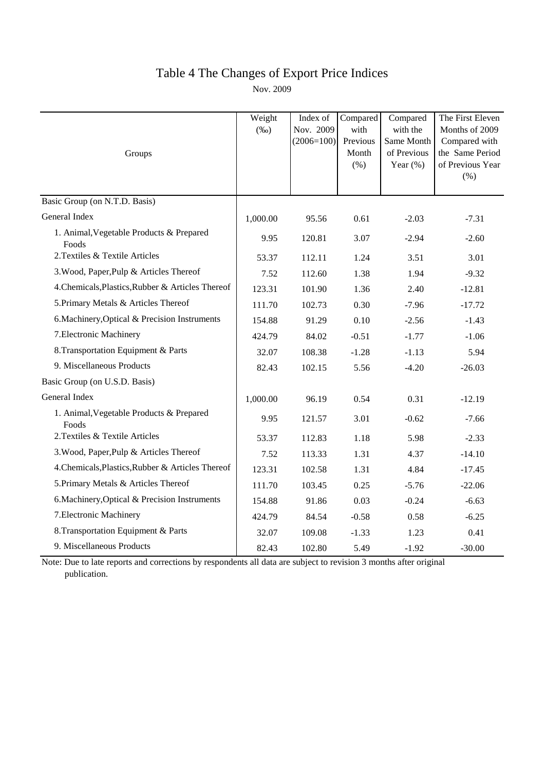# Table 4 The Changes of Export Price Indices

Nov. 2009

| Groups | Weight (‰) | Index of Nov. 2009 (2006=100) | Compared with Previous Month (%) | Compared with the Same Month of Previous Year (%) | The First Eleven Months of 2009 Compared with the Same Period of Previous Year (%) |
|---|---|---|---|---|---|
| Basic Group (on N.T.D. Basis) | | | | | |
| General Index | 1,000.00 | 95.56 | 0.61 | -2.03 | -7.31 |
| 1. Animal,Vegetable Products & Prepared Foods | 9.95 | 120.81 | 3.07 | -2.94 | -2.60 |
| 2.Textiles & Textile Articles | 53.37 | 112.11 | 1.24 | 3.51 | 3.01 |
| 3.Wood, Paper,Pulp & Articles Thereof | 7.52 | 112.60 | 1.38 | 1.94 | -9.32 |
| 4.Chemicals,Plastics,Rubber & Articles Thereof | 123.31 | 101.90 | 1.36 | 2.40 | -12.81 |
| 5.Primary Metals & Articles Thereof | 111.70 | 102.73 | 0.30 | -7.96 | -17.72 |
| 6.Machinery,Optical & Precision Instruments | 154.88 | 91.29 | 0.10 | -2.56 | -1.43 |
| 7.Electronic Machinery | 424.79 | 84.02 | -0.51 | -1.77 | -1.06 |
| 8.Transportation Equipment & Parts | 32.07 | 108.38 | -1.28 | -1.13 | 5.94 |
| 9. Miscellaneous Products | 82.43 | 102.15 | 5.56 | -4.20 | -26.03 |
| Basic Group (on U.S.D. Basis) | | | | | |
| General Index | 1,000.00 | 96.19 | 0.54 | 0.31 | -12.19 |
| 1. Animal,Vegetable Products & Prepared Foods | 9.95 | 121.57 | 3.01 | -0.62 | -7.66 |
| 2.Textiles & Textile Articles | 53.37 | 112.83 | 1.18 | 5.98 | -2.33 |
| 3.Wood, Paper,Pulp & Articles Thereof | 7.52 | 113.33 | 1.31 | 4.37 | -14.10 |
| 4.Chemicals,Plastics,Rubber & Articles Thereof | 123.31 | 102.58 | 1.31 | 4.84 | -17.45 |
| 5.Primary Metals & Articles Thereof | 111.70 | 103.45 | 0.25 | -5.76 | -22.06 |
| 6.Machinery,Optical & Precision Instruments | 154.88 | 91.86 | 0.03 | -0.24 | -6.63 |
| 7.Electronic Machinery | 424.79 | 84.54 | -0.58 | 0.58 | -6.25 |
| 8.Transportation Equipment & Parts | 32.07 | 109.08 | -1.33 | 1.23 | 0.41 |
| 9. Miscellaneous Products | 82.43 | 102.80 | 5.49 | -1.92 | -30.00 |

Note: Due to late reports and corrections by respondents all data are subject to revision 3 months after original publication.